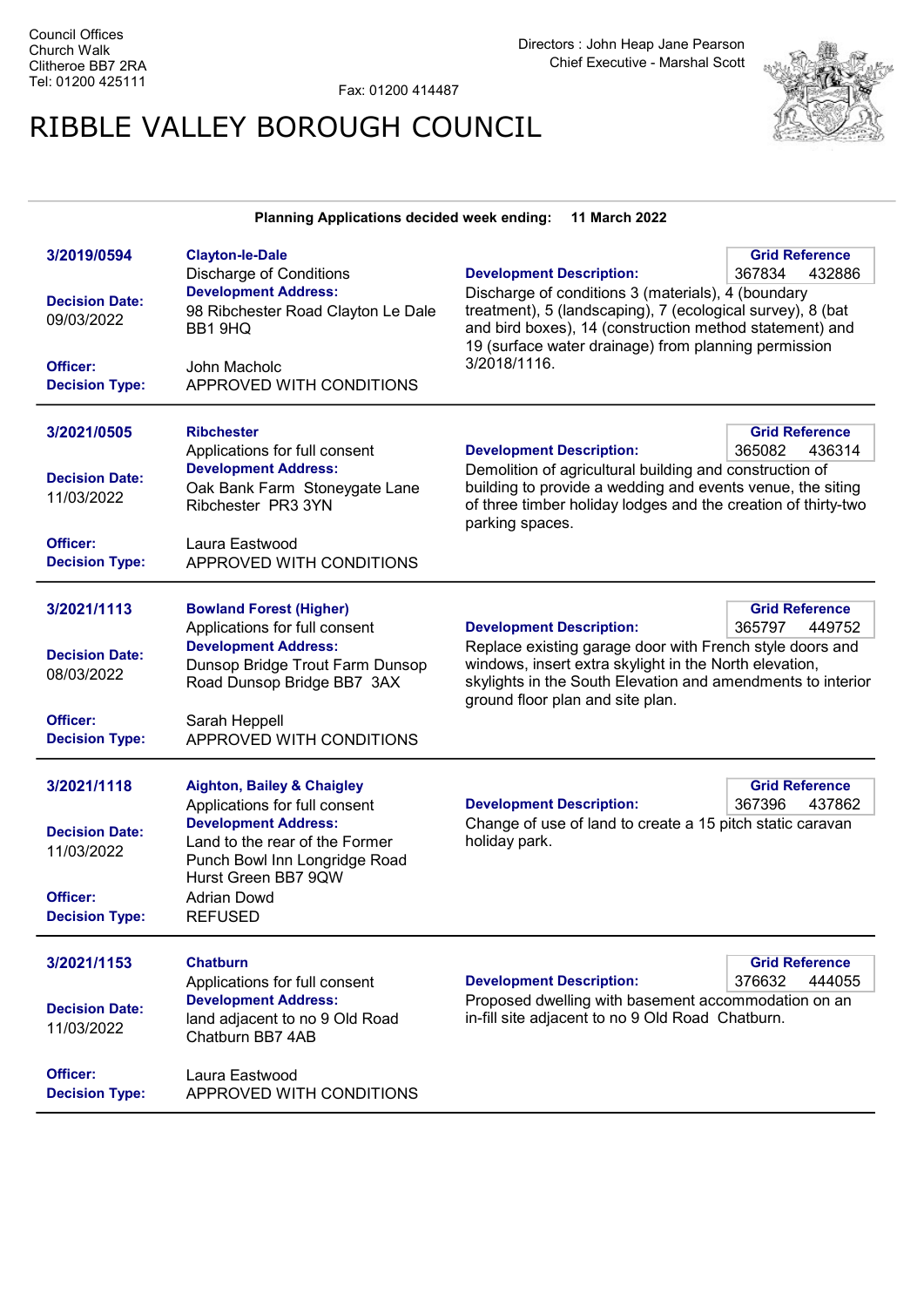Council Offices
Church Walk
Clitheroe BB7 2RA
Tel: 01200 425111

Fax: 01200 414487

Directors : John Heap Jane Pearson
Chief Executive - Marshal Scott

# RIBBLE VALLEY BOROUGH COUNCIL

**Planning Applications decided week ending: 11 March 2022**

---

**3/2019/0594**

**Clayton-le-Dale**
Discharge of Conditions

**Decision Date:** 09/03/2022

**Development Address:**
98 Ribchester Road Clayton Le Dale BB1 9HQ

**Officer:** John Macholc
**Decision Type:** APPROVED WITH CONDITIONS

**Grid Reference:** 367834 432886

**Development Description:**
Discharge of conditions 3 (materials), 4 (boundary treatment), 5 (landscaping), 7 (ecological survey), 8 (bat and bird boxes), 14 (construction method statement) and 19 (surface water drainage) from planning permission 3/2018/1116.

---

**3/2021/0505**

**Ribchester**
Applications for full consent

**Decision Date:** 11/03/2022

**Development Address:**
Oak Bank Farm Stoneygate Lane Ribchester PR3 3YN

**Officer:** Laura Eastwood
**Decision Type:** APPROVED WITH CONDITIONS

**Grid Reference:** 365082 436314

**Development Description:**
Demolition of agricultural building and construction of building to provide a wedding and events venue, the siting of three timber holiday lodges and the creation of thirty-two parking spaces.

---

**3/2021/1113**

**Bowland Forest (Higher)**
Applications for full consent

**Decision Date:** 08/03/2022

**Development Address:**
Dunsop Bridge Trout Farm Dunsop Road Dunsop Bridge BB7 3AX

**Officer:** Sarah Heppell
**Decision Type:** APPROVED WITH CONDITIONS

**Grid Reference:** 365797 449752

**Development Description:**
Replace existing garage door with French style doors and windows, insert extra skylight in the North elevation, skylights in the South Elevation and amendments to interior ground floor plan and site plan.

---

**3/2021/1118**

**Aighton, Bailey & Chaigley**
Applications for full consent

**Decision Date:** 11/03/2022

**Development Address:**
Land to the rear of the Former Punch Bowl Inn Longridge Road Hurst Green BB7 9QW

**Officer:** Adrian Dowd
**Decision Type:** REFUSED

**Grid Reference:** 367396 437862

**Development Description:**
Change of use of land to create a 15 pitch static caravan holiday park.

---

**3/2021/1153**

**Chatburn**
Applications for full consent

**Decision Date:** 11/03/2022

**Development Address:**
land adjacent to no 9 Old Road Chatburn BB7 4AB

**Officer:** Laura Eastwood
**Decision Type:** APPROVED WITH CONDITIONS

**Grid Reference:** 376632 444055

**Development Description:**
Proposed dwelling with basement accommodation on an in-fill site adjacent to no 9 Old Road Chatburn.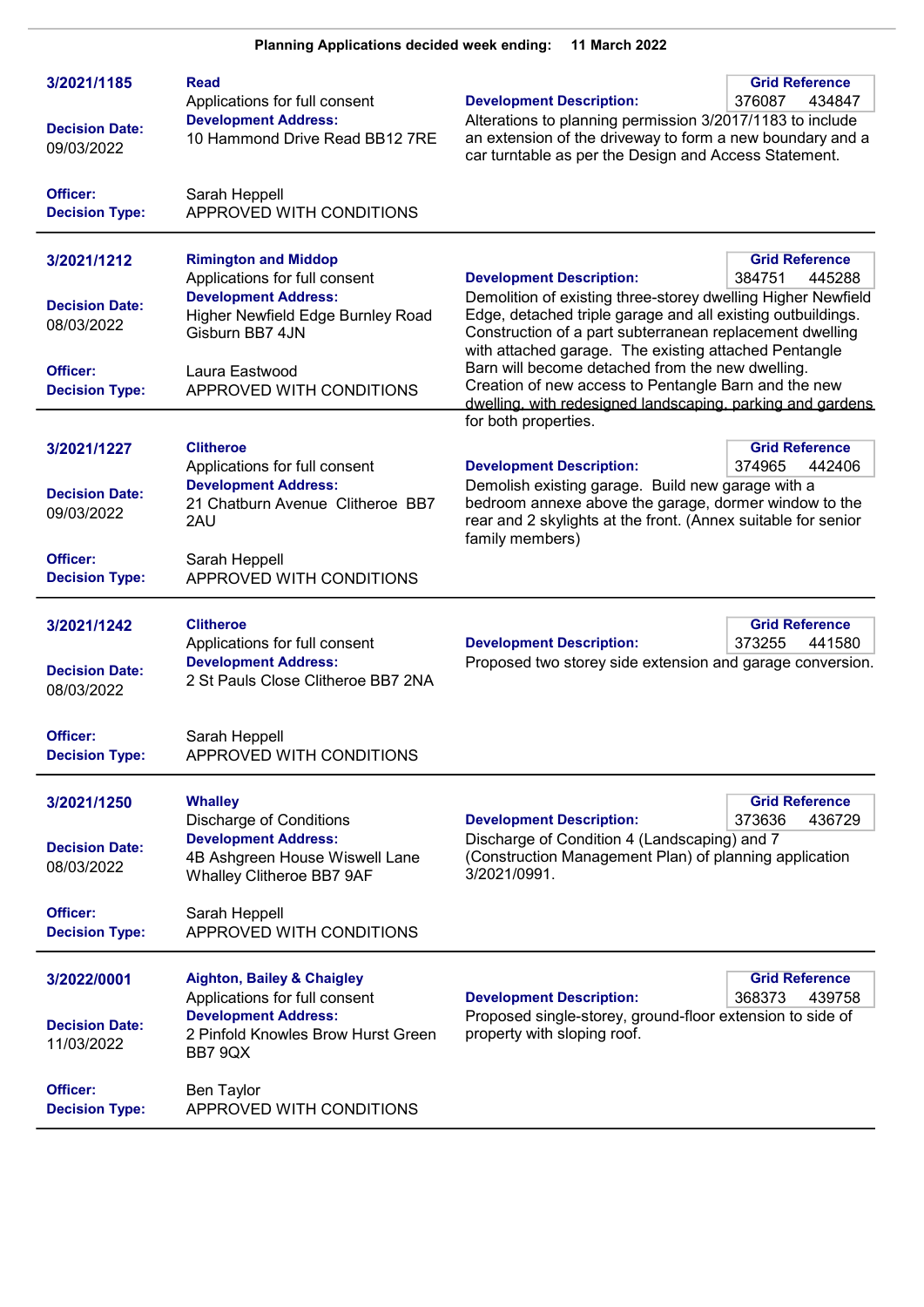**Planning Applications decided week ending: 11 March 2022**

---

**3/2021/1185**

**Read**
Applications for full consent

**Development Address:**
10 Hammond Drive Read BB12 7RE

**Decision Date:** 09/03/2022

**Officer:** Sarah Heppell

**Decision Type:** APPROVED WITH CONDITIONS

**Grid Reference:** 376087 434847

**Development Description:**
Alterations to planning permission 3/2017/1183 to include an extension of the driveway to form a new boundary and a car turntable as per the Design and Access Statement.

---

**3/2021/1212**

**Rimington and Middop**
Applications for full consent

**Development Address:**
Higher Newfield Edge Burnley Road Gisburn BB7 4JN

**Decision Date:** 08/03/2022

**Officer:** Laura Eastwood

**Decision Type:** APPROVED WITH CONDITIONS

**Grid Reference:** 384751 445288

**Development Description:**
Demolition of existing three-storey dwelling Higher Newfield Edge, detached triple garage and all existing outbuildings. Construction of a part subterranean replacement dwelling with attached garage. The existing attached Pentangle Barn will become detached from the new dwelling. Creation of new access to Pentangle Barn and the new dwelling, with redesigned landscaping, parking and gardens for both properties.

---

**3/2021/1227**

**Clitheroe**
Applications for full consent

**Development Address:**
21 Chatburn Avenue Clitheroe BB7 2AU

**Decision Date:** 09/03/2022

**Officer:** Sarah Heppell

**Decision Type:** APPROVED WITH CONDITIONS

**Grid Reference:** 374965 442406

**Development Description:**
Demolish existing garage. Build new garage with a bedroom annexe above the garage, dormer window to the rear and 2 skylights at the front. (Annex suitable for senior family members)

---

**3/2021/1242**

**Clitheroe**
Applications for full consent

**Development Address:**
2 St Pauls Close Clitheroe BB7 2NA

**Decision Date:** 08/03/2022

**Officer:** Sarah Heppell

**Decision Type:** APPROVED WITH CONDITIONS

**Grid Reference:** 373255 441580

**Development Description:**
Proposed two storey side extension and garage conversion.

---

**3/2021/1250**

**Whalley**
Discharge of Conditions

**Development Address:**
4B Ashgreen House Wiswell Lane Whalley Clitheroe BB7 9AF

**Decision Date:** 08/03/2022

**Officer:** Sarah Heppell

**Decision Type:** APPROVED WITH CONDITIONS

**Grid Reference:** 373636 436729

**Development Description:**
Discharge of Condition 4 (Landscaping) and 7 (Construction Management Plan) of planning application 3/2021/0991.

---

**3/2022/0001**

**Aighton, Bailey & Chaigley**
Applications for full consent

**Development Address:**
2 Pinfold Knowles Brow Hurst Green BB7 9QX

**Decision Date:** 11/03/2022

**Officer:** Ben Taylor

**Decision Type:** APPROVED WITH CONDITIONS

**Grid Reference:** 368373 439758

**Development Description:**
Proposed single-storey, ground-floor extension to side of property with sloping roof.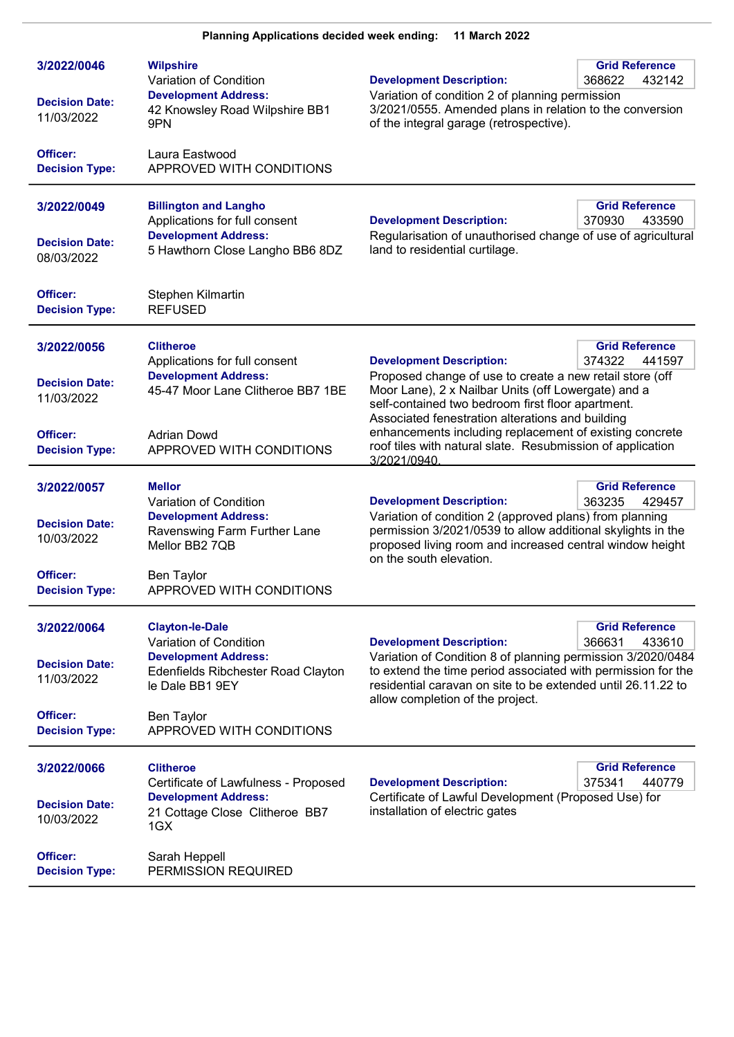**Planning Applications decided week ending: 11 March 2022**

---

**3/2022/0046**

**Wilpshire**
Variation of Condition

**Development Address:**
42 Knowsley Road Wilpshire BB1 9PN

**Decision Date:** 11/03/2022

**Officer:** Laura Eastwood
**Decision Type:** APPROVED WITH CONDITIONS

**Grid Reference:** 368622 432142

**Development Description:**
Variation of condition 2 of planning permission 3/2021/0555. Amended plans in relation to the conversion of the integral garage (retrospective).

---

**3/2022/0049**

**Billington and Langho**
Applications for full consent

**Development Address:**
5 Hawthorn Close Langho BB6 8DZ

**Decision Date:** 08/03/2022

**Officer:** Stephen Kilmartin
**Decision Type:** REFUSED

**Grid Reference:** 370930 433590

**Development Description:**
Regularisation of unauthorised change of use of agricultural land to residential curtilage.

---

**3/2022/0056**

**Clitheroe**
Applications for full consent

**Development Address:**
45-47 Moor Lane Clitheroe BB7 1BE

**Decision Date:** 11/03/2022

**Officer:** Adrian Dowd
**Decision Type:** APPROVED WITH CONDITIONS

**Grid Reference:** 374322 441597

**Development Description:**
Proposed change of use to create a new retail store (off Moor Lane), 2 x Nailbar Units (off Lowergate) and a self-contained two bedroom first floor apartment. Associated fenestration alterations and building enhancements including replacement of existing concrete roof tiles with natural slate. Resubmission of application 3/2021/0940.

---

**3/2022/0057**

**Mellor**
Variation of Condition

**Development Address:**
Ravenswing Farm Further Lane Mellor BB2 7QB

**Decision Date:** 10/03/2022

**Officer:** Ben Taylor
**Decision Type:** APPROVED WITH CONDITIONS

**Grid Reference:** 363235 429457

**Development Description:**
Variation of condition 2 (approved plans) from planning permission 3/2021/0539 to allow additional skylights in the proposed living room and increased central window height on the south elevation.

---

**3/2022/0064**

**Clayton-le-Dale**
Variation of Condition

**Development Address:**
Edenfields Ribchester Road Clayton le Dale BB1 9EY

**Decision Date:** 11/03/2022

**Officer:** Ben Taylor
**Decision Type:** APPROVED WITH CONDITIONS

**Grid Reference:** 366631 433610

**Development Description:**
Variation of Condition 8 of planning permission 3/2020/0484 to extend the time period associated with permission for the residential caravan on site to be extended until 26.11.22 to allow completion of the project.

---

**3/2022/0066**

**Clitheroe**
Certificate of Lawfulness - Proposed

**Development Address:**
21 Cottage Close Clitheroe BB7 1GX

**Decision Date:** 10/03/2022

**Officer:** Sarah Heppell
**Decision Type:** PERMISSION REQUIRED

**Grid Reference:** 375341 440779

**Development Description:**
Certificate of Lawful Development (Proposed Use) for installation of electric gates

---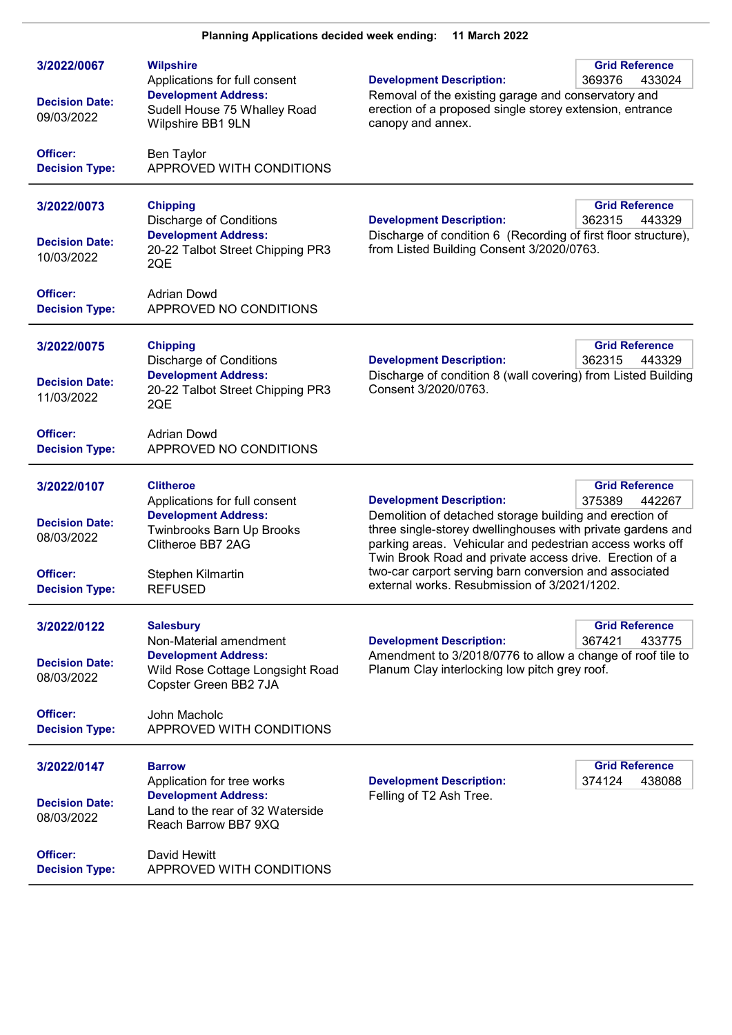**Planning Applications decided week ending: 11 March 2022**

---

**3/2022/0067**

**Wilpshire**
Applications for full consent

**Development Address:**
Sudell House 75 Whalley Road Wilpshire BB1 9LN

**Decision Date:** 09/03/2022

**Officer:** Ben Taylor
**Decision Type:** APPROVED WITH CONDITIONS

**Grid Reference:** 369376 433024

**Development Description:**
Removal of the existing garage and conservatory and erection of a proposed single storey extension, entrance canopy and annex.

---

**3/2022/0073**

**Chipping**
Discharge of Conditions

**Development Address:**
20-22 Talbot Street Chipping PR3 2QE

**Decision Date:** 10/03/2022

**Officer:** Adrian Dowd
**Decision Type:** APPROVED NO CONDITIONS

**Grid Reference:** 362315 443329

**Development Description:**
Discharge of condition 6 (Recording of first floor structure), from Listed Building Consent 3/2020/0763.

---

**3/2022/0075**

**Chipping**
Discharge of Conditions

**Development Address:**
20-22 Talbot Street Chipping PR3 2QE

**Decision Date:** 11/03/2022

**Officer:** Adrian Dowd
**Decision Type:** APPROVED NO CONDITIONS

**Grid Reference:** 362315 443329

**Development Description:**
Discharge of condition 8 (wall covering) from Listed Building Consent 3/2020/0763.

---

**3/2022/0107**

**Clitheroe**
Applications for full consent

**Development Address:**
Twinbrooks Barn Up Brooks Clitheroe BB7 2AG

**Decision Date:** 08/03/2022

**Officer:** Stephen Kilmartin
**Decision Type:** REFUSED

**Grid Reference:** 375389 442267

**Development Description:**
Demolition of detached storage building and erection of three single-storey dwellinghouses with private gardens and parking areas. Vehicular and pedestrian access works off Twin Brook Road and private access drive. Erection of a two-car carport serving barn conversion and associated external works. Resubmission of 3/2021/1202.

---

**3/2022/0122**

**Salesbury**
Non-Material amendment

**Development Address:**
Wild Rose Cottage Longsight Road Copster Green BB2 7JA

**Decision Date:** 08/03/2022

**Officer:** John Macholc
**Decision Type:** APPROVED WITH CONDITIONS

**Grid Reference:** 367421 433775

**Development Description:**
Amendment to 3/2018/0776 to allow a change of roof tile to Planum Clay interlocking low pitch grey roof.

---

**3/2022/0147**

**Barrow**
Application for tree works

**Development Address:**
Land to the rear of 32 Waterside Reach Barrow BB7 9XQ

**Decision Date:** 08/03/2022

**Officer:** David Hewitt
**Decision Type:** APPROVED WITH CONDITIONS

**Grid Reference:** 374124 438088

**Development Description:**
Felling of T2 Ash Tree.

---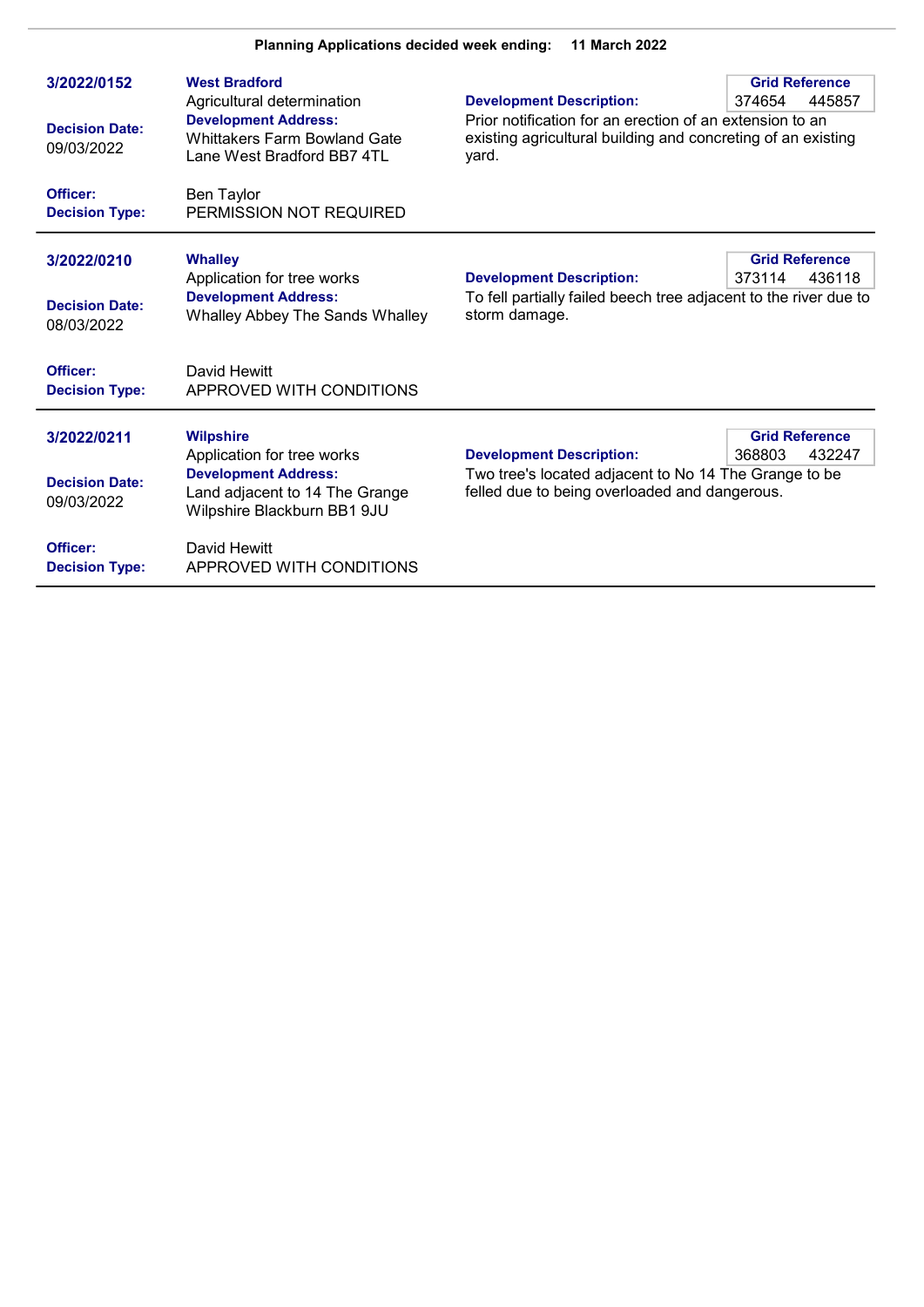**Planning Applications decided week ending: 11 March 2022**

---

**3/2022/0152**

**West Bradford**
Agricultural determination

**Development Address:**
Whittakers Farm Bowland Gate Lane West Bradford BB7 4TL

**Decision Date:** 09/03/2022

**Development Description:**
Prior notification for an erection of an extension to an existing agricultural building and concreting of an existing yard.

**Grid Reference:** 374654 445857

**Officer:** Ben Taylor
**Decision Type:** PERMISSION NOT REQUIRED

---

**3/2022/0210**

**Whalley**
Application for tree works

**Development Address:**
Whalley Abbey The Sands Whalley

**Decision Date:** 08/03/2022

**Development Description:**
To fell partially failed beech tree adjacent to the river due to storm damage.

**Grid Reference:** 373114 436118

**Officer:** David Hewitt
**Decision Type:** APPROVED WITH CONDITIONS

---

**3/2022/0211**

**Wilpshire**
Application for tree works

**Development Address:**
Land adjacent to 14 The Grange Wilpshire Blackburn BB1 9JU

**Decision Date:** 09/03/2022

**Development Description:**
Two tree's located adjacent to No 14 The Grange to be felled due to being overloaded and dangerous.

**Grid Reference:** 368803 432247

**Officer:** David Hewitt
**Decision Type:** APPROVED WITH CONDITIONS

---